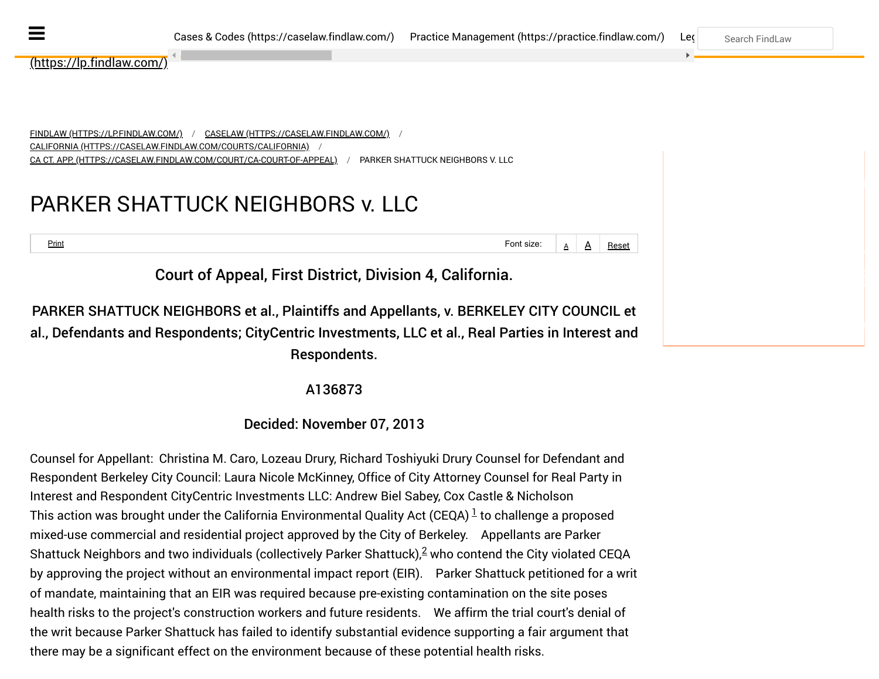# PARKER SHATTUCK NEIGHBORS v. LLC

Court of Appeal, First District, Division 4, California.

**PARKER SHATTUCK NEIGHBORS et al., Plaintiffs and Appellants, v. BERKELEY CITY COUNCIL et al., Defendants and Respondents; CityCentric Investments, LLC et al., Real Parties in Interest and Respondents.**

**A136873**

**Decided: November 07, 2013**

Counsel for Appellant: Christina M. Caro, Lozeau Drury, Richard Toshiyuki Drury Counsel for Defendant and Respondent Berkeley City Council: Laura Nicole McKinney, Office of City Attorney Counsel for Real Party in Interest and Respondent CityCentric Investments LLC: Andrew Biel Sabey, Cox Castle & Nicholson

This action was brought under the California Environmental Quality Act (CEQA) [1] to challenge a proposed mixed-use commercial and residential project approved by the City of Berkeley. Appellants are Parker Shattuck Neighbors and two individuals (collectively Parker Shattuck),[2] who contend the City violated CEQA by approving the project without an environmental impact report (EIR). Parker Shattuck petitioned for a writ of mandate, maintaining that an EIR was required because pre-existing contamination on the site poses health risks to the project's construction workers and future residents. We affirm the trial court's denial of the writ because Parker Shattuck has failed to identify substantial evidence supporting a fair argument that there may be a significant effect on the environment because of these potential health risks.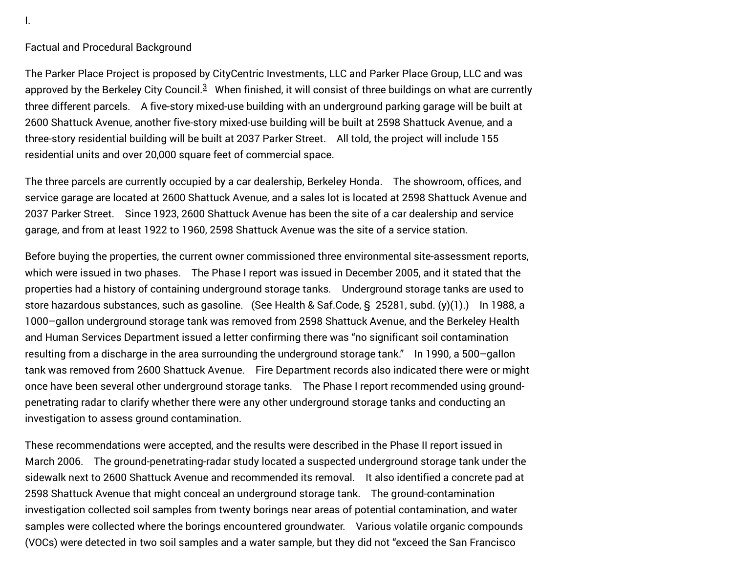I.

Factual and Procedural Background

The Parker Place Project is proposed by CityCentric Investments, LLC and Parker Place Group, LLC and was approved by the Berkeley City Council.[3] When finished, it will consist of three buildings on what are currently three different parcels. A five-story mixed-use building with an underground parking garage will be built at 2600 Shattuck Avenue, another five-story mixed-use building will be built at 2598 Shattuck Avenue, and a three-story residential building will be built at 2037 Parker Street. All told, the project will include 155 residential units and over 20,000 square feet of commercial space.

The three parcels are currently occupied by a car dealership, Berkeley Honda. The showroom, offices, and service garage are located at 2600 Shattuck Avenue, and a sales lot is located at 2598 Shattuck Avenue and 2037 Parker Street. Since 1923, 2600 Shattuck Avenue has been the site of a car dealership and service garage, and from at least 1922 to 1960, 2598 Shattuck Avenue was the site of a service station.

Before buying the properties, the current owner commissioned three environmental site-assessment reports, which were issued in two phases. The Phase I report was issued in December 2005, and it stated that the properties had a history of containing underground storage tanks. Underground storage tanks are used to store hazardous substances, such as gasoline. (See Health & Saf.Code, § 25281, subd. (y)(1).) In 1988, a 1000–gallon underground storage tank was removed from 2598 Shattuck Avenue, and the Berkeley Health and Human Services Department issued a letter confirming there was "no significant soil contamination resulting from a discharge in the area surrounding the underground storage tank." In 1990, a 500–gallon tank was removed from 2600 Shattuck Avenue. Fire Department records also indicated there were or might once have been several other underground storage tanks. The Phase I report recommended using ground-penetrating radar to clarify whether there were any other underground storage tanks and conducting an investigation to assess ground contamination.

These recommendations were accepted, and the results were described in the Phase II report issued in March 2006. The ground-penetrating-radar study located a suspected underground storage tank under the sidewalk next to 2600 Shattuck Avenue and recommended its removal. It also identified a concrete pad at 2598 Shattuck Avenue that might conceal an underground storage tank. The ground-contamination investigation collected soil samples from twenty borings near areas of potential contamination, and water samples were collected where the borings encountered groundwater. Various volatile organic compounds (VOCs) were detected in two soil samples and a water sample, but they did not "exceed the San Francisco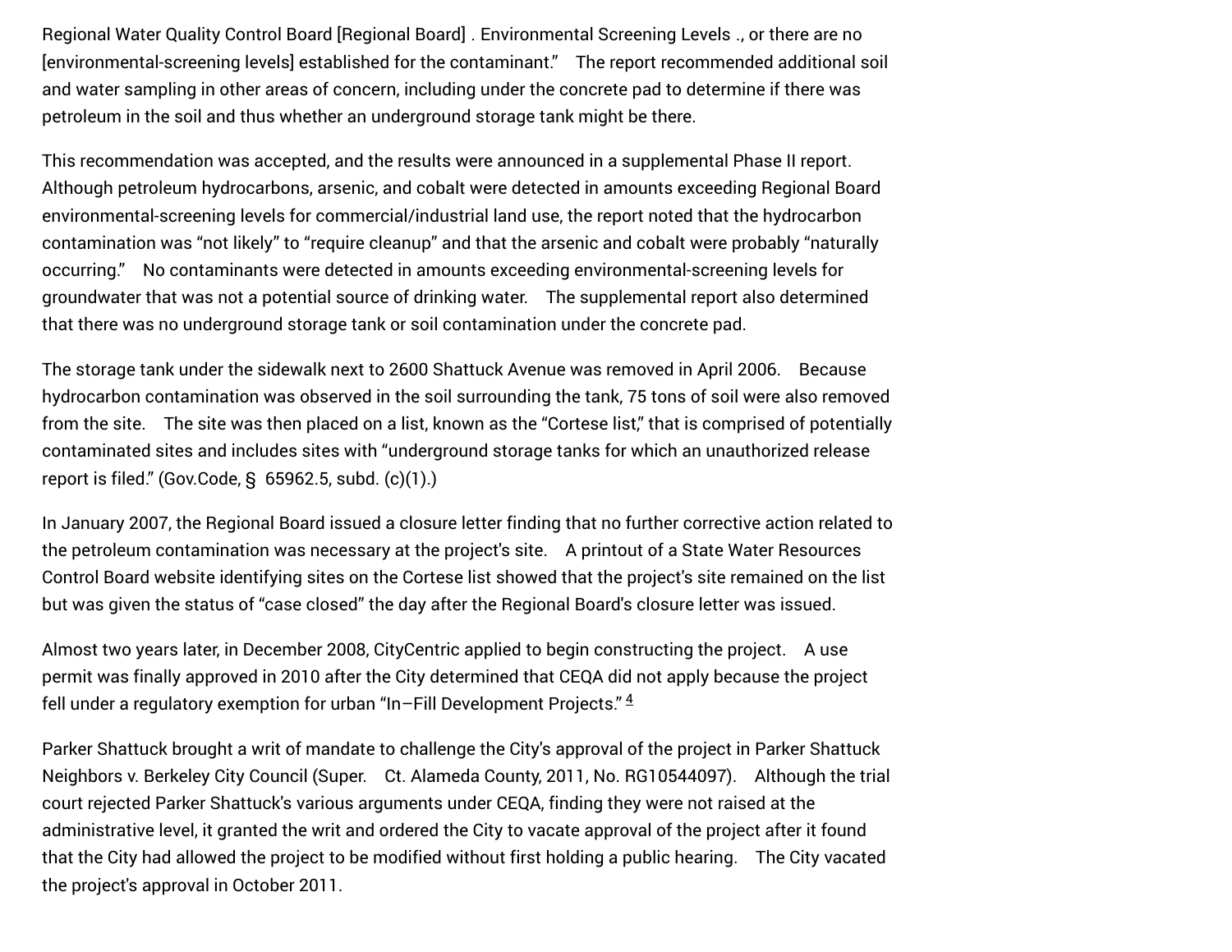Regional Water Quality Control Board [Regional Board] . Environmental Screening Levels ., or there are no [environmental-screening levels] established for the contaminant." The report recommended additional soil and water sampling in other areas of concern, including under the concrete pad to determine if there was petroleum in the soil and thus whether an underground storage tank might be there.

This recommendation was accepted, and the results were announced in a supplemental Phase II report. Although petroleum hydrocarbons, arsenic, and cobalt were detected in amounts exceeding Regional Board environmental-screening levels for commercial/industrial land use, the report noted that the hydrocarbon contamination was "not likely" to "require cleanup" and that the arsenic and cobalt were probably "naturally occurring." No contaminants were detected in amounts exceeding environmental-screening levels for groundwater that was not a potential source of drinking water. The supplemental report also determined that there was no underground storage tank or soil contamination under the concrete pad.

The storage tank under the sidewalk next to 2600 Shattuck Avenue was removed in April 2006. Because hydrocarbon contamination was observed in the soil surrounding the tank, 75 tons of soil were also removed from the site. The site was then placed on a list, known as the "Cortese list," that is comprised of potentially contaminated sites and includes sites with "underground storage tanks for which an unauthorized release report is filed." (Gov.Code, § 65962.5, subd. (c)(1).)

In January 2007, the Regional Board issued a closure letter finding that no further corrective action related to the petroleum contamination was necessary at the project's site. A printout of a State Water Resources Control Board website identifying sites on the Cortese list showed that the project's site remained on the list but was given the status of "case closed" the day after the Regional Board's closure letter was issued.

Almost two years later, in December 2008, CityCentric applied to begin constructing the project. A use permit was finally approved in 2010 after the City determined that CEQA did not apply because the project fell under a regulatory exemption for urban "In–Fill Development Projects." [4]

Parker Shattuck brought a writ of mandate to challenge the City's approval of the project in Parker Shattuck Neighbors v. Berkeley City Council (Super. Ct. Alameda County, 2011, No. RG10544097). Although the trial court rejected Parker Shattuck's various arguments under CEQA, finding they were not raised at the administrative level, it granted the writ and ordered the City to vacate approval of the project after it found that the City had allowed the project to be modified without first holding a public hearing. The City vacated the project's approval in October 2011.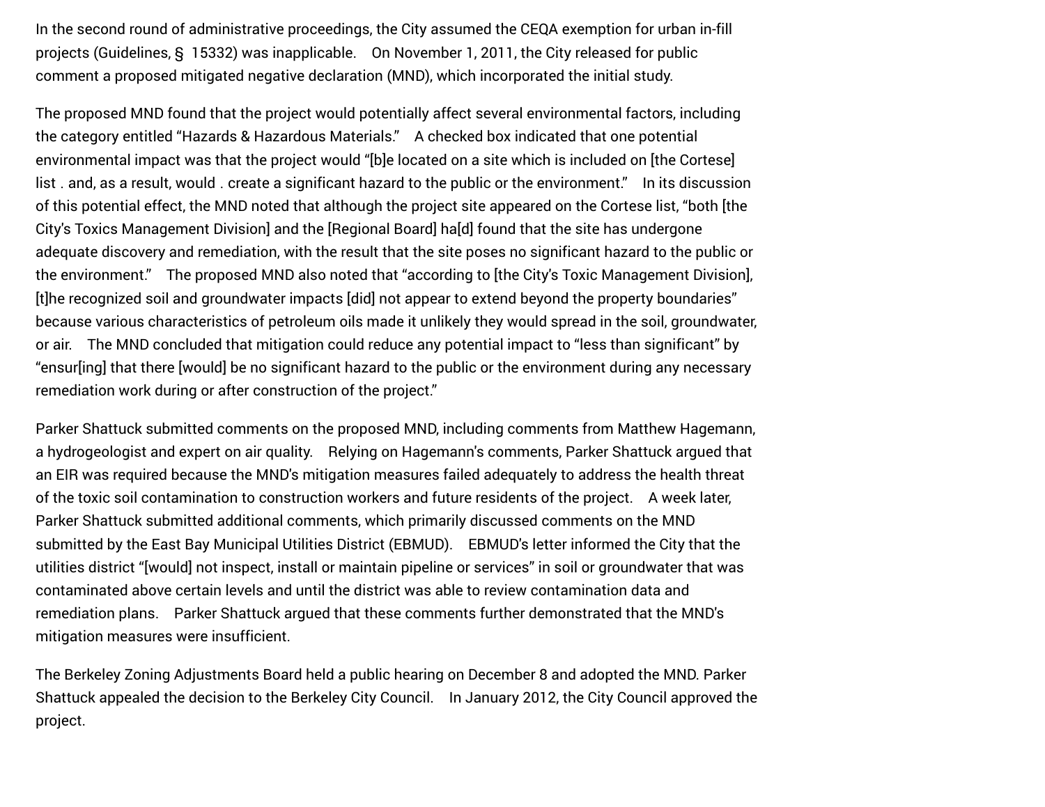In the second round of administrative proceedings, the City assumed the CEQA exemption for urban in-fill projects (Guidelines, § 15332) was inapplicable. On November 1, 2011, the City released for public comment a proposed mitigated negative declaration (MND), which incorporated the initial study.

The proposed MND found that the project would potentially affect several environmental factors, including the category entitled "Hazards & Hazardous Materials." A checked box indicated that one potential environmental impact was that the project would "[b]e located on a site which is included on [the Cortese] list . and, as a result, would . create a significant hazard to the public or the environment." In its discussion of this potential effect, the MND noted that although the project site appeared on the Cortese list, "both [the City's Toxics Management Division] and the [Regional Board] ha[d] found that the site has undergone adequate discovery and remediation, with the result that the site poses no significant hazard to the public or the environment." The proposed MND also noted that "according to [the City's Toxic Management Division], [t]he recognized soil and groundwater impacts [did] not appear to extend beyond the property boundaries" because various characteristics of petroleum oils made it unlikely they would spread in the soil, groundwater, or air. The MND concluded that mitigation could reduce any potential impact to "less than significant" by "ensur[ing] that there [would] be no significant hazard to the public or the environment during any necessary remediation work during or after construction of the project."

Parker Shattuck submitted comments on the proposed MND, including comments from Matthew Hagemann, a hydrogeologist and expert on air quality. Relying on Hagemann's comments, Parker Shattuck argued that an EIR was required because the MND's mitigation measures failed adequately to address the health threat of the toxic soil contamination to construction workers and future residents of the project. A week later, Parker Shattuck submitted additional comments, which primarily discussed comments on the MND submitted by the East Bay Municipal Utilities District (EBMUD). EBMUD's letter informed the City that the utilities district "[would] not inspect, install or maintain pipeline or services" in soil or groundwater that was contaminated above certain levels and until the district was able to review contamination data and remediation plans. Parker Shattuck argued that these comments further demonstrated that the MND's mitigation measures were insufficient.

The Berkeley Zoning Adjustments Board held a public hearing on December 8 and adopted the MND. Parker Shattuck appealed the decision to the Berkeley City Council. In January 2012, the City Council approved the project.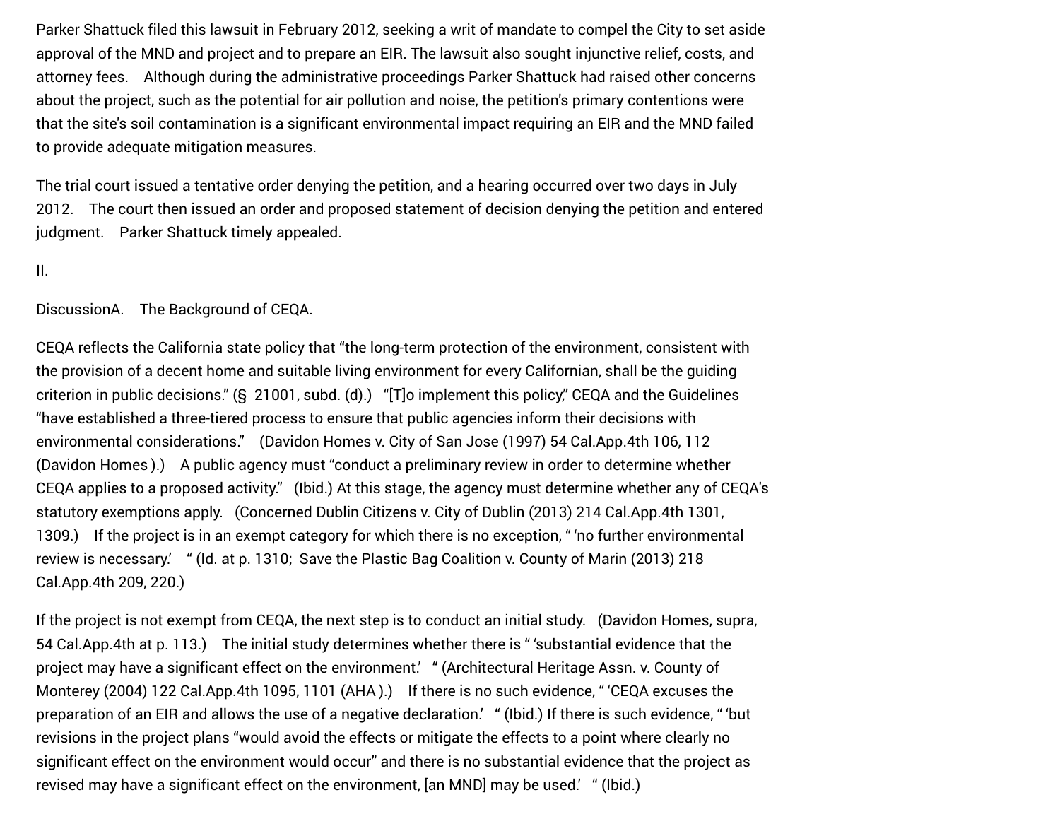Parker Shattuck filed this lawsuit in February 2012, seeking a writ of mandate to compel the City to set aside approval of the MND and project and to prepare an EIR. The lawsuit also sought injunctive relief, costs, and attorney fees. Although during the administrative proceedings Parker Shattuck had raised other concerns about the project, such as the potential for air pollution and noise, the petition's primary contentions were that the site's soil contamination is a significant environmental impact requiring an EIR and the MND failed to provide adequate mitigation measures.

The trial court issued a tentative order denying the petition, and a hearing occurred over two days in July 2012. The court then issued an order and proposed statement of decision denying the petition and entered judgment. Parker Shattuck timely appealed.

II.

Discussion

A. The Background of CEQA.

CEQA reflects the California state policy that "the long-term protection of the environment, consistent with the provision of a decent home and suitable living environment for every Californian, shall be the guiding criterion in public decisions." (§ 21001, subd. (d).) "[T]o implement this policy," CEQA and the Guidelines "have established a three-tiered process to ensure that public agencies inform their decisions with environmental considerations." (Davidon Homes v. City of San Jose (1997) 54 Cal.App.4th 106, 112 (Davidon Homes).) A public agency must "conduct a preliminary review in order to determine whether CEQA applies to a proposed activity." (Ibid.) At this stage, the agency must determine whether any of CEQA's statutory exemptions apply. (Concerned Dublin Citizens v. City of Dublin (2013) 214 Cal.App.4th 1301, 1309.) If the project is in an exempt category for which there is no exception, " 'no further environmental review is necessary.' " (Id. at p. 1310; Save the Plastic Bag Coalition v. County of Marin (2013) 218 Cal.App.4th 209, 220.)

If the project is not exempt from CEQA, the next step is to conduct an initial study. (Davidon Homes, supra, 54 Cal.App.4th at p. 113.) The initial study determines whether there is " 'substantial evidence that the project may have a significant effect on the environment.' " (Architectural Heritage Assn. v. County of Monterey (2004) 122 Cal.App.4th 1095, 1101 (AHA).) If there is no such evidence, " 'CEQA excuses the preparation of an EIR and allows the use of a negative declaration.' " (Ibid.) If there is such evidence, " 'but revisions in the project plans "would avoid the effects or mitigate the effects to a point where clearly no significant effect on the environment would occur" and there is no substantial evidence that the project as revised may have a significant effect on the environment, [an MND] may be used.' " (Ibid.)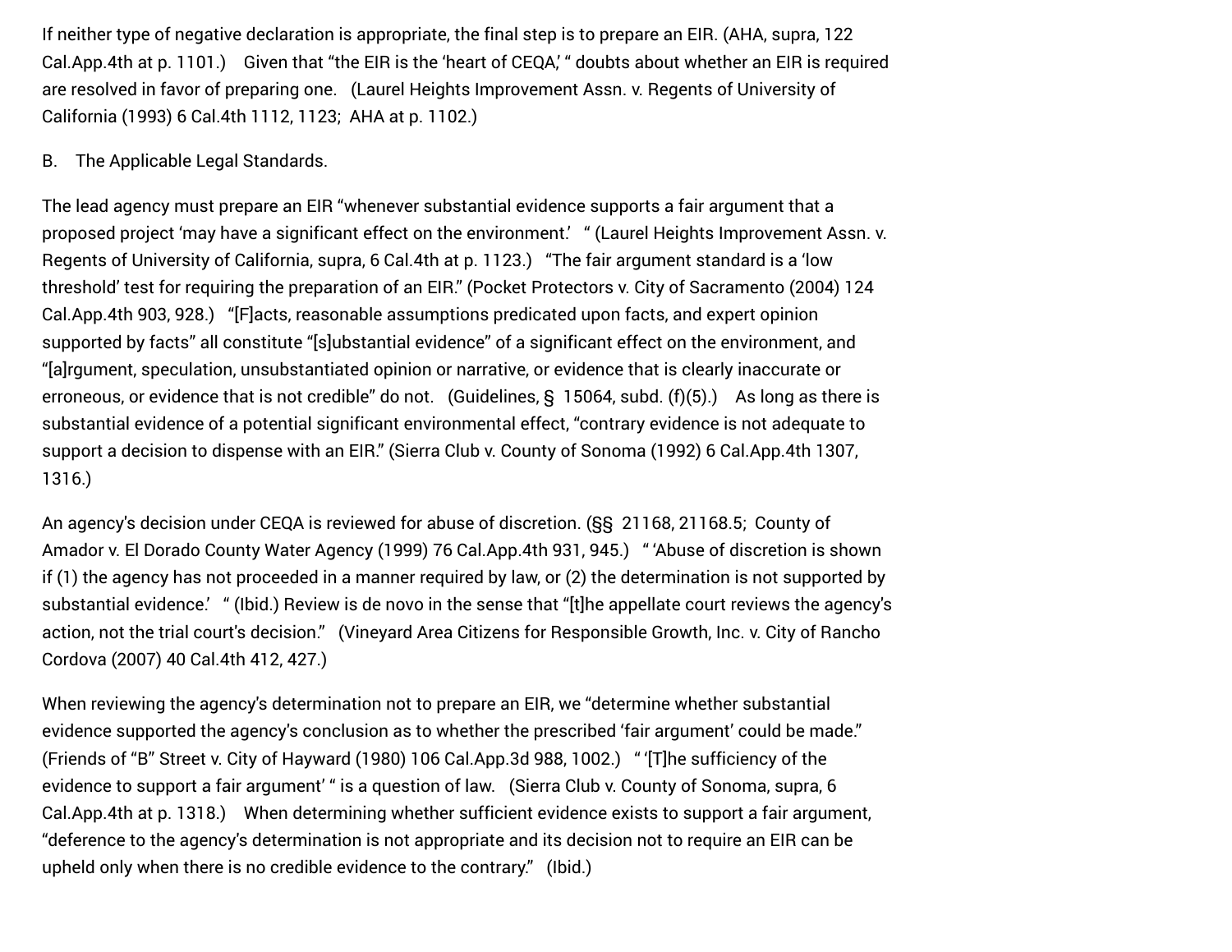If neither type of negative declaration is appropriate, the final step is to prepare an EIR. (AHA, supra, 122 Cal.App.4th at p. 1101.) Given that "the EIR is the 'heart of CEQA,' " doubts about whether an EIR is required are resolved in favor of preparing one. (Laurel Heights Improvement Assn. v. Regents of University of California (1993) 6 Cal.4th 1112, 1123; AHA at p. 1102.)

B. The Applicable Legal Standards.

The lead agency must prepare an EIR "whenever substantial evidence supports a fair argument that a proposed project 'may have a significant effect on the environment.' " (Laurel Heights Improvement Assn. v. Regents of University of California, supra, 6 Cal.4th at p. 1123.) "The fair argument standard is a 'low threshold' test for requiring the preparation of an EIR." (Pocket Protectors v. City of Sacramento (2004) 124 Cal.App.4th 903, 928.) "[F]acts, reasonable assumptions predicated upon facts, and expert opinion supported by facts" all constitute "[s]ubstantial evidence" of a significant effect on the environment, and "[a]rgument, speculation, unsubstantiated opinion or narrative, or evidence that is clearly inaccurate or erroneous, or evidence that is not credible" do not. (Guidelines, § 15064, subd. (f)(5).) As long as there is substantial evidence of a potential significant environmental effect, "contrary evidence is not adequate to support a decision to dispense with an EIR." (Sierra Club v. County of Sonoma (1992) 6 Cal.App.4th 1307, 1316.)

An agency's decision under CEQA is reviewed for abuse of discretion. (§§ 21168, 21168.5; County of Amador v. El Dorado County Water Agency (1999) 76 Cal.App.4th 931, 945.) " 'Abuse of discretion is shown if (1) the agency has not proceeded in a manner required by law, or (2) the determination is not supported by substantial evidence.' " (Ibid.) Review is de novo in the sense that "[t]he appellate court reviews the agency's action, not the trial court's decision." (Vineyard Area Citizens for Responsible Growth, Inc. v. City of Rancho Cordova (2007) 40 Cal.4th 412, 427.)

When reviewing the agency's determination not to prepare an EIR, we "determine whether substantial evidence supported the agency's conclusion as to whether the prescribed 'fair argument' could be made." (Friends of "B" Street v. City of Hayward (1980) 106 Cal.App.3d 988, 1002.) " '[T]he sufficiency of the evidence to support a fair argument' " is a question of law. (Sierra Club v. County of Sonoma, supra, 6 Cal.App.4th at p. 1318.) When determining whether sufficient evidence exists to support a fair argument, "deference to the agency's determination is not appropriate and its decision not to require an EIR can be upheld only when there is no credible evidence to the contrary." (Ibid.)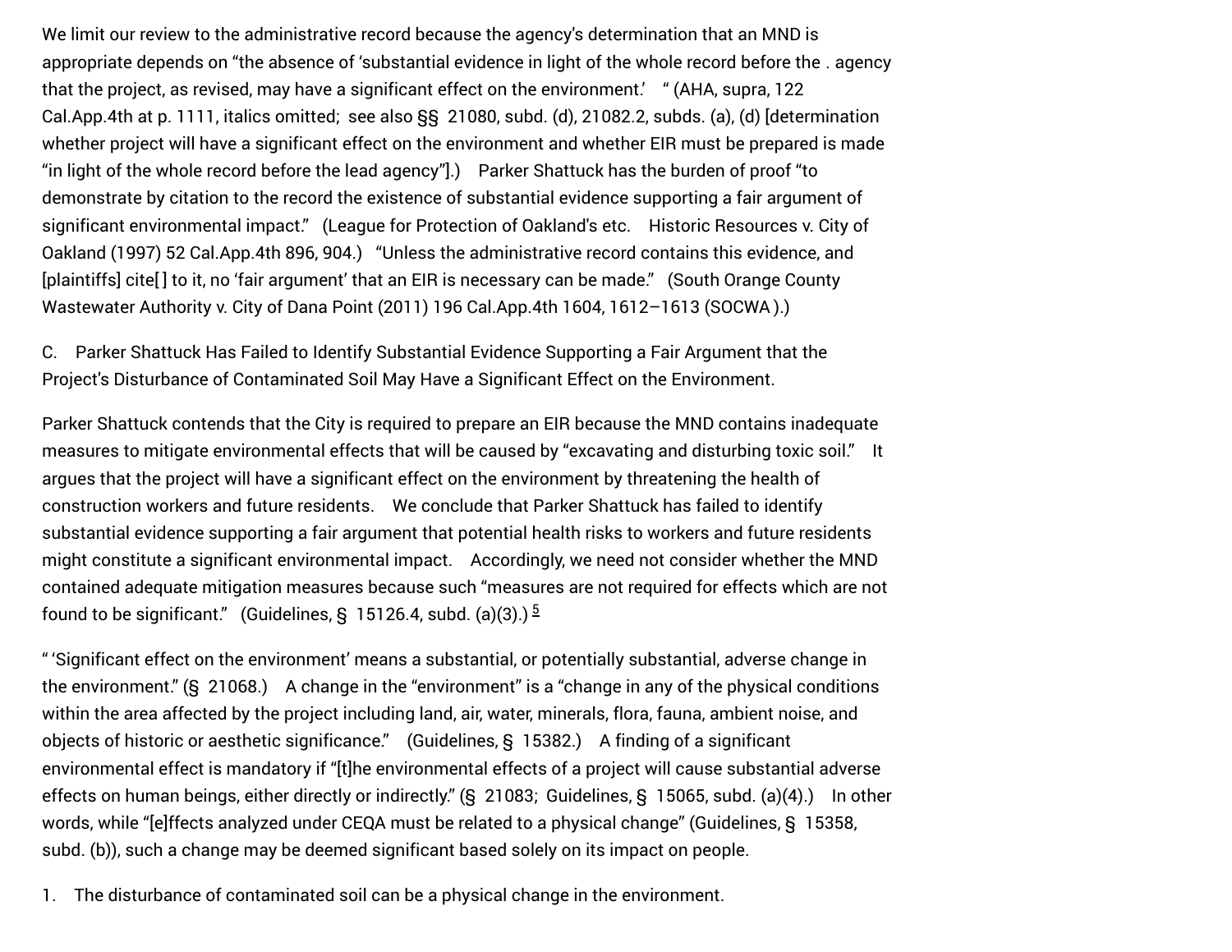We limit our review to the administrative record because the agency's determination that an MND is appropriate depends on "the absence of 'substantial evidence in light of the whole record before the . agency that the project, as revised, may have a significant effect on the environment.' " (AHA, supra, 122 Cal.App.4th at p. 1111, italics omitted; see also §§ 21080, subd. (d), 21082.2, subds. (a), (d) [determination whether project will have a significant effect on the environment and whether EIR must be prepared is made "in light of the whole record before the lead agency"].) Parker Shattuck has the burden of proof "to demonstrate by citation to the record the existence of substantial evidence supporting a fair argument of significant environmental impact." (League for Protection of Oakland's etc. Historic Resources v. City of Oakland (1997) 52 Cal.App.4th 896, 904.) "Unless the administrative record contains this evidence, and [plaintiffs] cite[] to it, no 'fair argument' that an EIR is necessary can be made." (South Orange County Wastewater Authority v. City of Dana Point (2011) 196 Cal.App.4th 1604, 1612–1613 (SOCWA ).)

C. Parker Shattuck Has Failed to Identify Substantial Evidence Supporting a Fair Argument that the Project's Disturbance of Contaminated Soil May Have a Significant Effect on the Environment.

Parker Shattuck contends that the City is required to prepare an EIR because the MND contains inadequate measures to mitigate environmental effects that will be caused by "excavating and disturbing toxic soil." It argues that the project will have a significant effect on the environment by threatening the health of construction workers and future residents. We conclude that Parker Shattuck has failed to identify substantial evidence supporting a fair argument that potential health risks to workers and future residents might constitute a significant environmental impact. Accordingly, we need not consider whether the MND contained adequate mitigation measures because such "measures are not required for effects which are not found to be significant." (Guidelines, § 15126.4, subd. (a)(3).) [5]

" 'Significant effect on the environment' means a substantial, or potentially substantial, adverse change in the environment." (§ 21068.) A change in the "environment" is a "change in any of the physical conditions within the area affected by the project including land, air, water, minerals, flora, fauna, ambient noise, and objects of historic or aesthetic significance." (Guidelines, § 15382.) A finding of a significant environmental effect is mandatory if "[t]he environmental effects of a project will cause substantial adverse effects on human beings, either directly or indirectly." (§ 21083; Guidelines, § 15065, subd. (a)(4).) In other words, while "[e]ffects analyzed under CEQA must be related to a physical change" (Guidelines, § 15358, subd. (b)), such a change may be deemed significant based solely on its impact on people.

1. The disturbance of contaminated soil can be a physical change in the environment.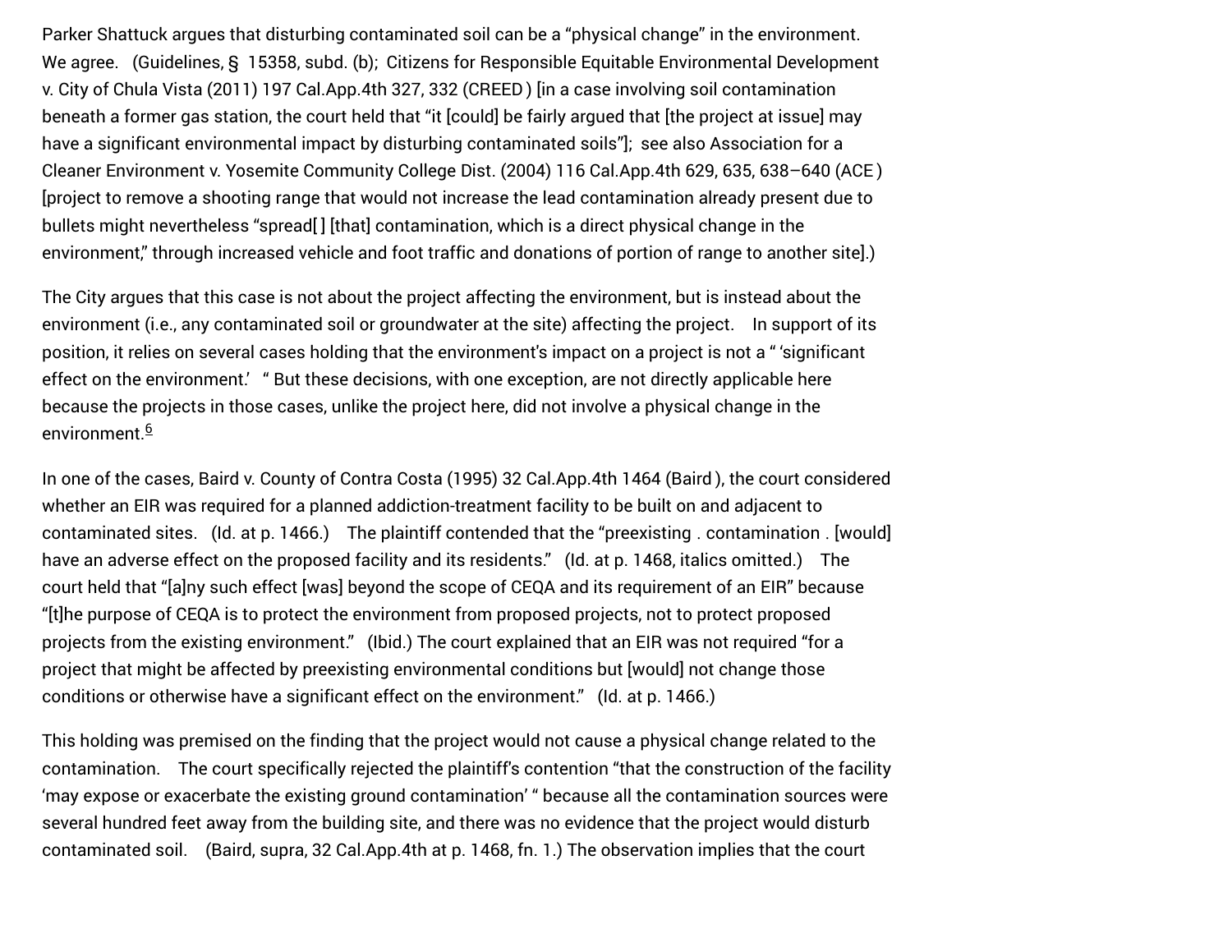Parker Shattuck argues that disturbing contaminated soil can be a “physical change” in the environment. We agree. (Guidelines, § 15358, subd. (b); Citizens for Responsible Equitable Environmental Development v. City of Chula Vista (2011) 197 Cal.App.4th 327, 332 (*CREED*) [in a case involving soil contamination beneath a former gas station, the court held that “it [could] be fairly argued that [the project at issue] may have a significant environmental impact by disturbing contaminated soils”]; see also Association for a Cleaner Environment v. Yosemite Community College Dist. (2004) 116 Cal.App.4th 629, 635, 638–640 (*ACE*) [project to remove a shooting range that would not increase the lead contamination already present due to bullets might nevertheless “spread[ ] [that] contamination, which is a direct physical change in the environment,” through increased vehicle and foot traffic and donations of portion of range to another site].)

The City argues that this case is not about the project affecting the environment, but is instead about the environment (i.e., any contaminated soil or groundwater at the site) affecting the project. In support of its position, it relies on several cases holding that the environment's impact on a project is not a “ ‘significant effect on the environment.’ “ But these decisions, with one exception, are not directly applicable here because the projects in those cases, unlike the project here, did not involve a physical change in the environment.[6]

In one of the cases, Baird v. County of Contra Costa (1995) 32 Cal.App.4th 1464 (*Baird*), the court considered whether an EIR was required for a planned addiction-treatment facility to be built on and adjacent to contaminated sites. (Id. at p. 1466.) The plaintiff contended that the “preexisting . contamination . [would] have an adverse effect on the proposed facility and its residents.” (Id. at p. 1468, italics omitted.) The court held that “[a]ny such effect [was] beyond the scope of CEQA and its requirement of an EIR” because “[t]he purpose of CEQA is to protect the environment from proposed projects, not to protect proposed projects from the existing environment.” (Ibid.) The court explained that an EIR was not required “for a project that might be affected by preexisting environmental conditions but [would] not change those conditions or otherwise have a significant effect on the environment.” (Id. at p. 1466.)

This holding was premised on the finding that the project would not cause a physical change related to the contamination. The court specifically rejected the plaintiff's contention “that the construction of the facility ‘may expose or exacerbate the existing ground contamination’ “ because all the contamination sources were several hundred feet away from the building site, and there was no evidence that the project would disturb contaminated soil. (*Baird*, supra, 32 Cal.App.4th at p. 1468, fn. 1.) The observation implies that the court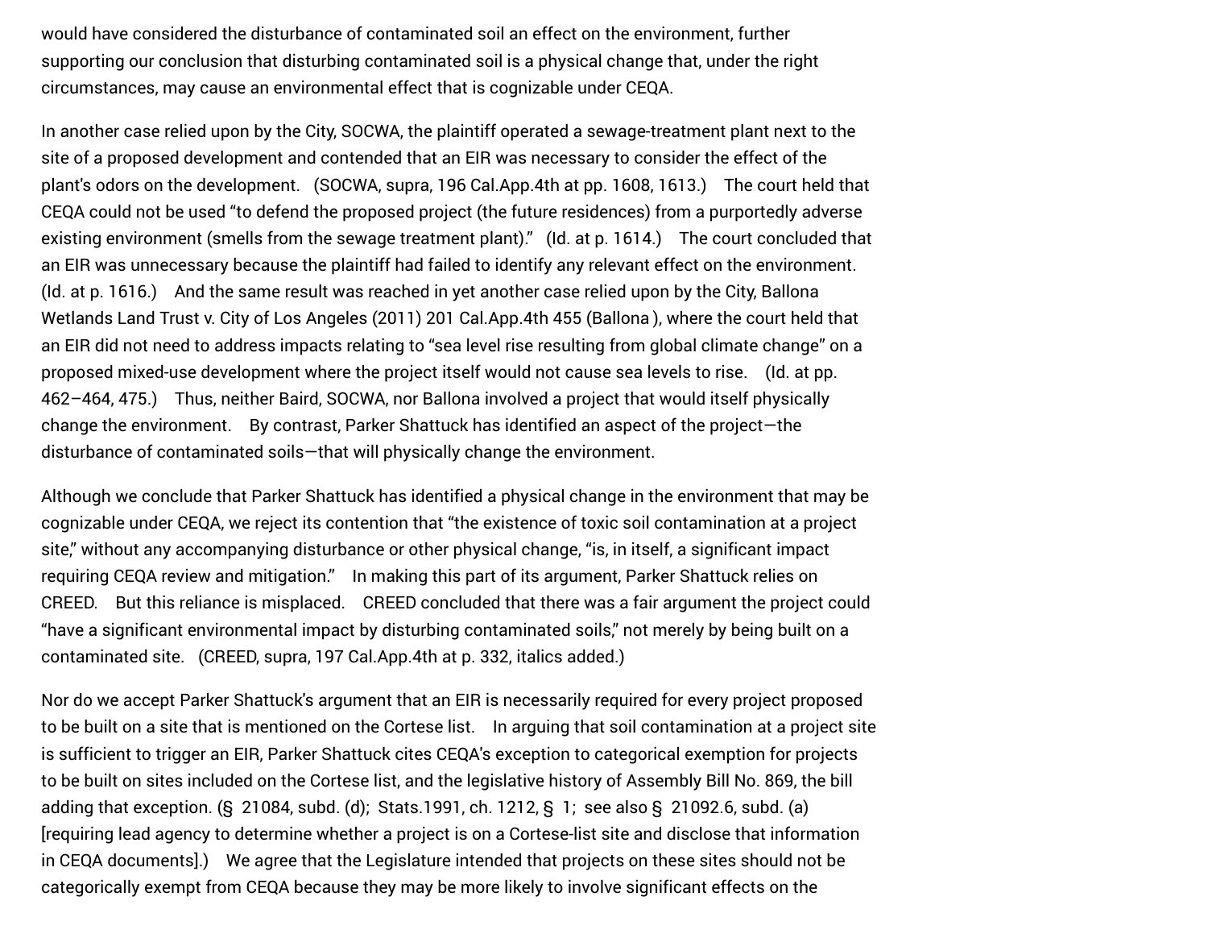would have considered the disturbance of contaminated soil an effect on the environment, further supporting our conclusion that disturbing contaminated soil is a physical change that, under the right circumstances, may cause an environmental effect that is cognizable under CEQA.

In another case relied upon by the City, SOCWA, the plaintiff operated a sewage-treatment plant next to the site of a proposed development and contended that an EIR was necessary to consider the effect of the plant's odors on the development. (SOCWA, supra, 196 Cal.App.4th at pp. 1608, 1613.) The court held that CEQA could not be used "to defend the proposed project (the future residences) from a purportedly adverse existing environment (smells from the sewage treatment plant)." (Id. at p. 1614.) The court concluded that an EIR was unnecessary because the plaintiff had failed to identify any relevant effect on the environment. (Id. at p. 1616.) And the same result was reached in yet another case relied upon by the City, Ballona Wetlands Land Trust v. City of Los Angeles (2011) 201 Cal.App.4th 455 (Ballona ), where the court held that an EIR did not need to address impacts relating to "sea level rise resulting from global climate change" on a proposed mixed-use development where the project itself would not cause sea levels to rise. (Id. at pp. 462–464, 475.) Thus, neither Baird, SOCWA, nor Ballona involved a project that would itself physically change the environment. By contrast, Parker Shattuck has identified an aspect of the project—the disturbance of contaminated soils—that will physically change the environment.

Although we conclude that Parker Shattuck has identified a physical change in the environment that may be cognizable under CEQA, we reject its contention that "the existence of toxic soil contamination at a project site," without any accompanying disturbance or other physical change, "is, in itself, a significant impact requiring CEQA review and mitigation." In making this part of its argument, Parker Shattuck relies on CREED. But this reliance is misplaced. CREED concluded that there was a fair argument the project could "have a significant environmental impact by disturbing contaminated soils," not merely by being built on a contaminated site. (CREED, supra, 197 Cal.App.4th at p. 332, italics added.)

Nor do we accept Parker Shattuck's argument that an EIR is necessarily required for every project proposed to be built on a site that is mentioned on the Cortese list. In arguing that soil contamination at a project site is sufficient to trigger an EIR, Parker Shattuck cites CEQA's exception to categorical exemption for projects to be built on sites included on the Cortese list, and the legislative history of Assembly Bill No. 869, the bill adding that exception. (§ 21084, subd. (d); Stats.1991, ch. 1212, § 1; see also § 21092.6, subd. (a) [requiring lead agency to determine whether a project is on a Cortese-list site and disclose that information in CEQA documents].) We agree that the Legislature intended that projects on these sites should not be categorically exempt from CEQA because they may be more likely to involve significant effects on the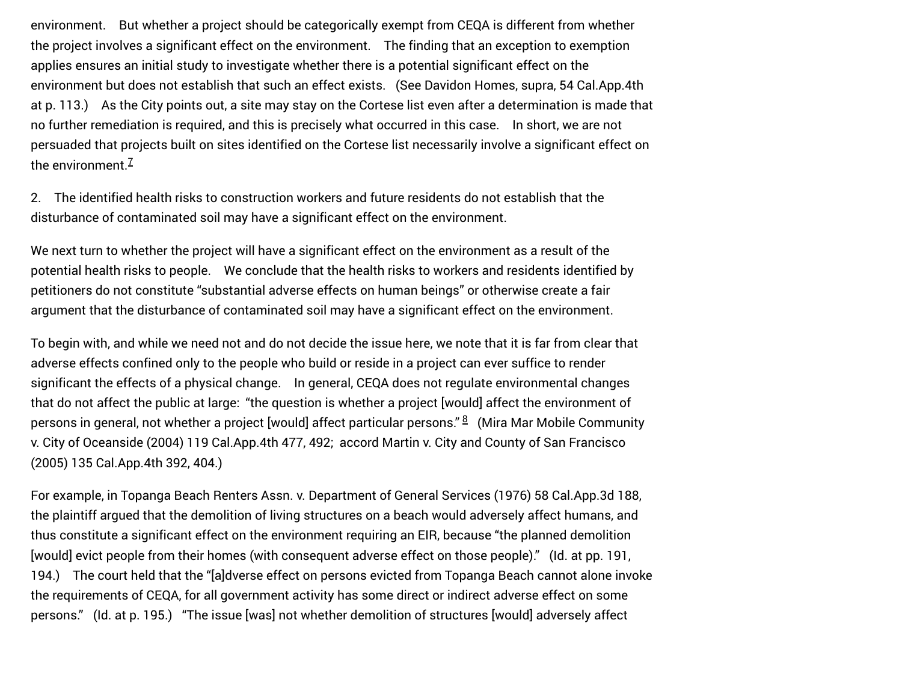environment. But whether a project should be categorically exempt from CEQA is different from whether the project involves a significant effect on the environment. The finding that an exception to exemption applies ensures an initial study to investigate whether there is a potential significant effect on the environment but does not establish that such an effect exists. (See Davidon Homes, supra, 54 Cal.App.4th at p. 113.) As the City points out, a site may stay on the Cortese list even after a determination is made that no further remediation is required, and this is precisely what occurred in this case. In short, we are not persuaded that projects built on sites identified on the Cortese list necessarily involve a significant effect on the environment.[7]

2. The identified health risks to construction workers and future residents do not establish that the disturbance of contaminated soil may have a significant effect on the environment.

We next turn to whether the project will have a significant effect on the environment as a result of the potential health risks to people. We conclude that the health risks to workers and residents identified by petitioners do not constitute "substantial adverse effects on human beings" or otherwise create a fair argument that the disturbance of contaminated soil may have a significant effect on the environment.

To begin with, and while we need not and do not decide the issue here, we note that it is far from clear that adverse effects confined only to the people who build or reside in a project can ever suffice to render significant the effects of a physical change. In general, CEQA does not regulate environmental changes that do not affect the public at large: "the question is whether a project [would] affect the environment of persons in general, not whether a project [would] affect particular persons."[8] (Mira Mar Mobile Community v. City of Oceanside (2004) 119 Cal.App.4th 477, 492; accord Martin v. City and County of San Francisco (2005) 135 Cal.App.4th 392, 404.)

For example, in Topanga Beach Renters Assn. v. Department of General Services (1976) 58 Cal.App.3d 188, the plaintiff argued that the demolition of living structures on a beach would adversely affect humans, and thus constitute a significant effect on the environment requiring an EIR, because "the planned demolition [would] evict people from their homes (with consequent adverse effect on those people)." (Id. at pp. 191, 194.) The court held that the "[a]dverse effect on persons evicted from Topanga Beach cannot alone invoke the requirements of CEQA, for all government activity has some direct or indirect adverse effect on some persons." (Id. at p. 195.) "The issue [was] not whether demolition of structures [would] adversely affect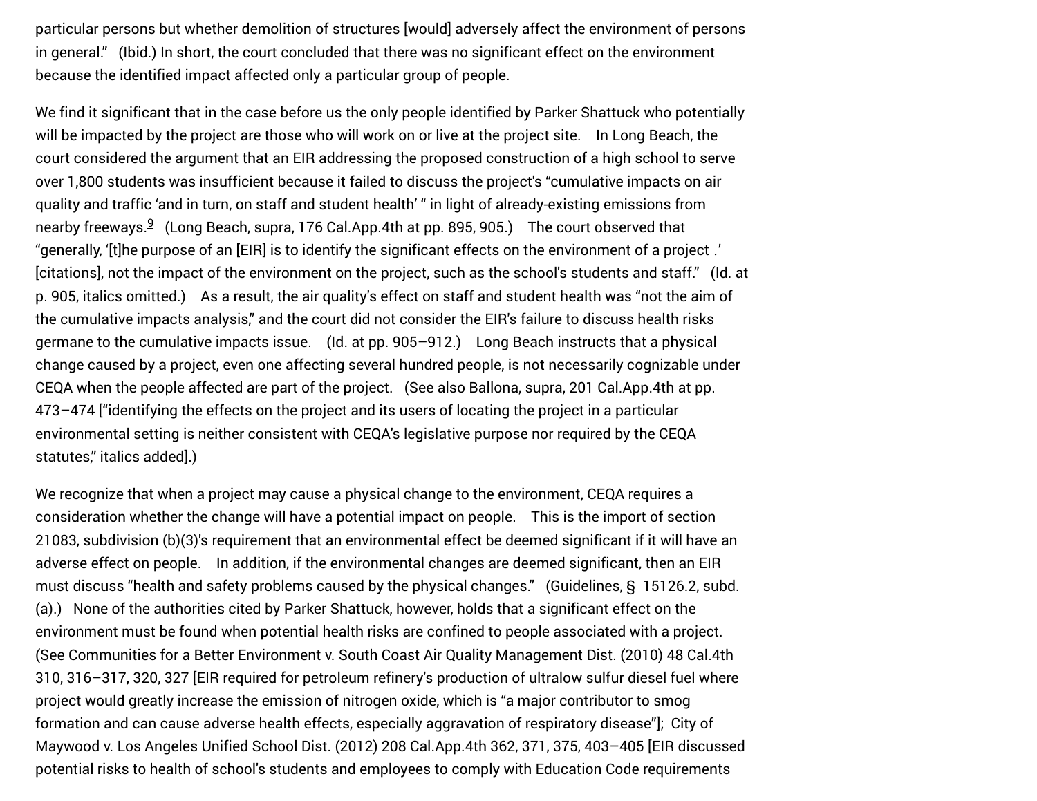particular persons but whether demolition of structures [would] adversely affect the environment of persons in general." (Ibid.) In short, the court concluded that there was no significant effect on the environment because the identified impact affected only a particular group of people.

We find it significant that in the case before us the only people identified by Parker Shattuck who potentially will be impacted by the project are those who will work on or live at the project site. In Long Beach, the court considered the argument that an EIR addressing the proposed construction of a high school to serve over 1,800 students was insufficient because it failed to discuss the project's "cumulative impacts on air quality and traffic 'and in turn, on staff and student health' " in light of already-existing emissions from nearby freeways.[9] (Long Beach, supra, 176 Cal.App.4th at pp. 895, 905.) The court observed that "generally, '[t]he purpose of an [EIR] is to identify the significant effects on the environment of a project .' [citations], not the impact of the environment on the project, such as the school's students and staff." (Id. at p. 905, italics omitted.) As a result, the air quality's effect on staff and student health was "not the aim of the cumulative impacts analysis," and the court did not consider the EIR's failure to discuss health risks germane to the cumulative impacts issue. (Id. at pp. 905–912.) Long Beach instructs that a physical change caused by a project, even one affecting several hundred people, is not necessarily cognizable under CEQA when the people affected are part of the project. (See also Ballona, supra, 201 Cal.App.4th at pp. 473–474 ["identifying the effects on the project and its users of locating the project in a particular environmental setting is neither consistent with CEQA's legislative purpose nor required by the CEQA statutes," italics added].)

We recognize that when a project may cause a physical change to the environment, CEQA requires a consideration whether the change will have a potential impact on people. This is the import of section 21083, subdivision (b)(3)'s requirement that an environmental effect be deemed significant if it will have an adverse effect on people. In addition, if the environmental changes are deemed significant, then an EIR must discuss "health and safety problems caused by the physical changes." (Guidelines, § 15126.2, subd. (a).) None of the authorities cited by Parker Shattuck, however, holds that a significant effect on the environment must be found when potential health risks are confined to people associated with a project. (See Communities for a Better Environment v. South Coast Air Quality Management Dist. (2010) 48 Cal.4th 310, 316–317, 320, 327 [EIR required for petroleum refinery's production of ultralow sulfur diesel fuel where project would greatly increase the emission of nitrogen oxide, which is "a major contributor to smog formation and can cause adverse health effects, especially aggravation of respiratory disease"]; City of Maywood v. Los Angeles Unified School Dist. (2012) 208 Cal.App.4th 362, 371, 375, 403–405 [EIR discussed potential risks to health of school's students and employees to comply with Education Code requirements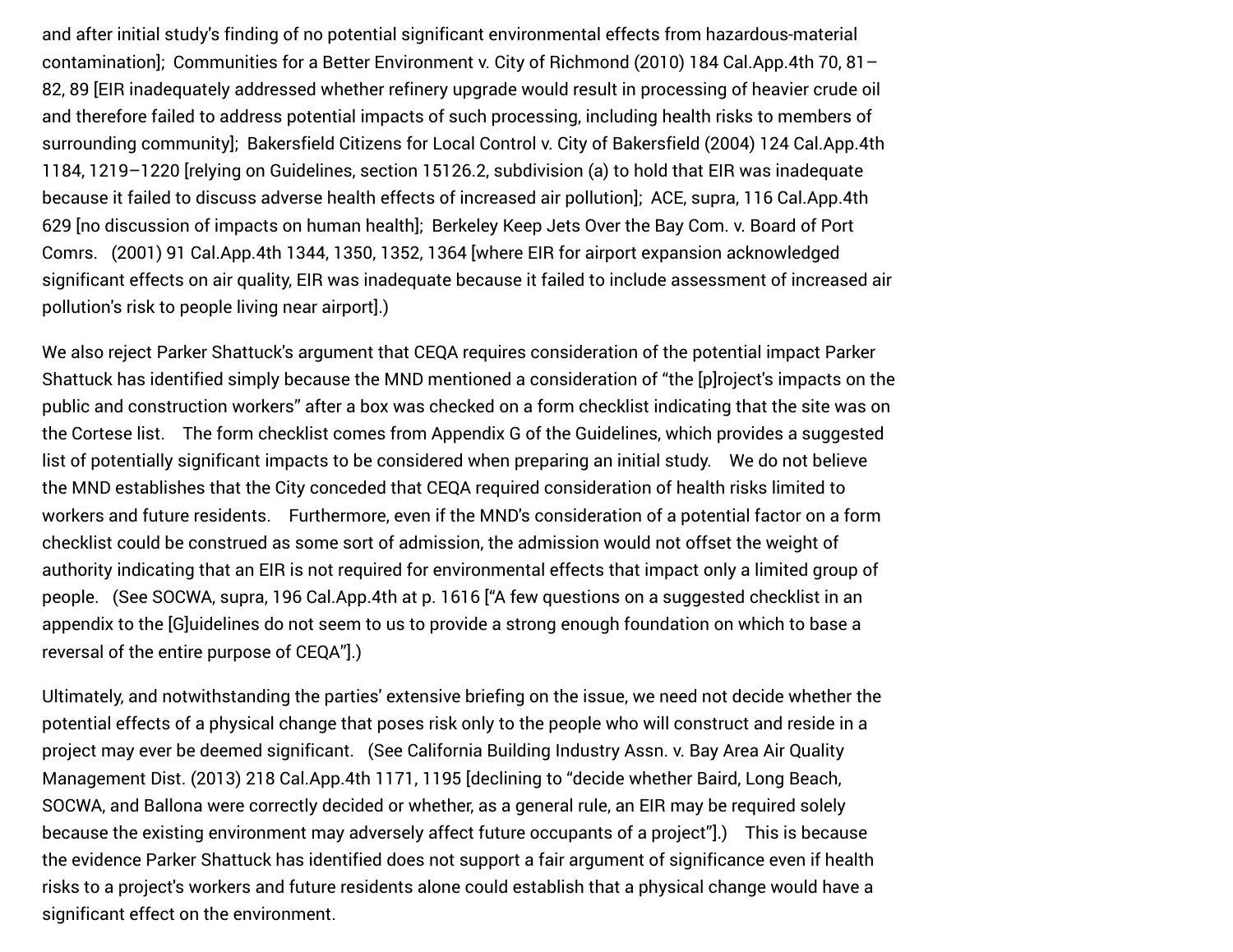and after initial study's finding of no potential significant environmental effects from hazardous-material contamination]; Communities for a Better Environment v. City of Richmond (2010) 184 Cal.App.4th 70, 81–82, 89 [EIR inadequately addressed whether refinery upgrade would result in processing of heavier crude oil and therefore failed to address potential impacts of such processing, including health risks to members of surrounding community]; Bakersfield Citizens for Local Control v. City of Bakersfield (2004) 124 Cal.App.4th 1184, 1219–1220 [relying on Guidelines, section 15126.2, subdivision (a) to hold that EIR was inadequate because it failed to discuss adverse health effects of increased air pollution]; ACE, supra, 116 Cal.App.4th 629 [no discussion of impacts on human health]; Berkeley Keep Jets Over the Bay Com. v. Board of Port Comrs. (2001) 91 Cal.App.4th 1344, 1350, 1352, 1364 [where EIR for airport expansion acknowledged significant effects on air quality, EIR was inadequate because it failed to include assessment of increased air pollution's risk to people living near airport].)

We also reject Parker Shattuck's argument that CEQA requires consideration of the potential impact Parker Shattuck has identified simply because the MND mentioned a consideration of "the [p]roject's impacts on the public and construction workers" after a box was checked on a form checklist indicating that the site was on the Cortese list. The form checklist comes from Appendix G of the Guidelines, which provides a suggested list of potentially significant impacts to be considered when preparing an initial study. We do not believe the MND establishes that the City conceded that CEQA required consideration of health risks limited to workers and future residents. Furthermore, even if the MND's consideration of a potential factor on a form checklist could be construed as some sort of admission, the admission would not offset the weight of authority indicating that an EIR is not required for environmental effects that impact only a limited group of people. (See SOCWA, supra, 196 Cal.App.4th at p. 1616 ["A few questions on a suggested checklist in an appendix to the [G]uidelines do not seem to us to provide a strong enough foundation on which to base a reversal of the entire purpose of CEQA"].)

Ultimately, and notwithstanding the parties' extensive briefing on the issue, we need not decide whether the potential effects of a physical change that poses risk only to the people who will construct and reside in a project may ever be deemed significant. (See California Building Industry Assn. v. Bay Area Air Quality Management Dist. (2013) 218 Cal.App.4th 1171, 1195 [declining to "decide whether Baird, Long Beach, SOCWA, and Ballona were correctly decided or whether, as a general rule, an EIR may be required solely because the existing environment may adversely affect future occupants of a project"].) This is because the evidence Parker Shattuck has identified does not support a fair argument of significance even if health risks to a project's workers and future residents alone could establish that a physical change would have a significant effect on the environment.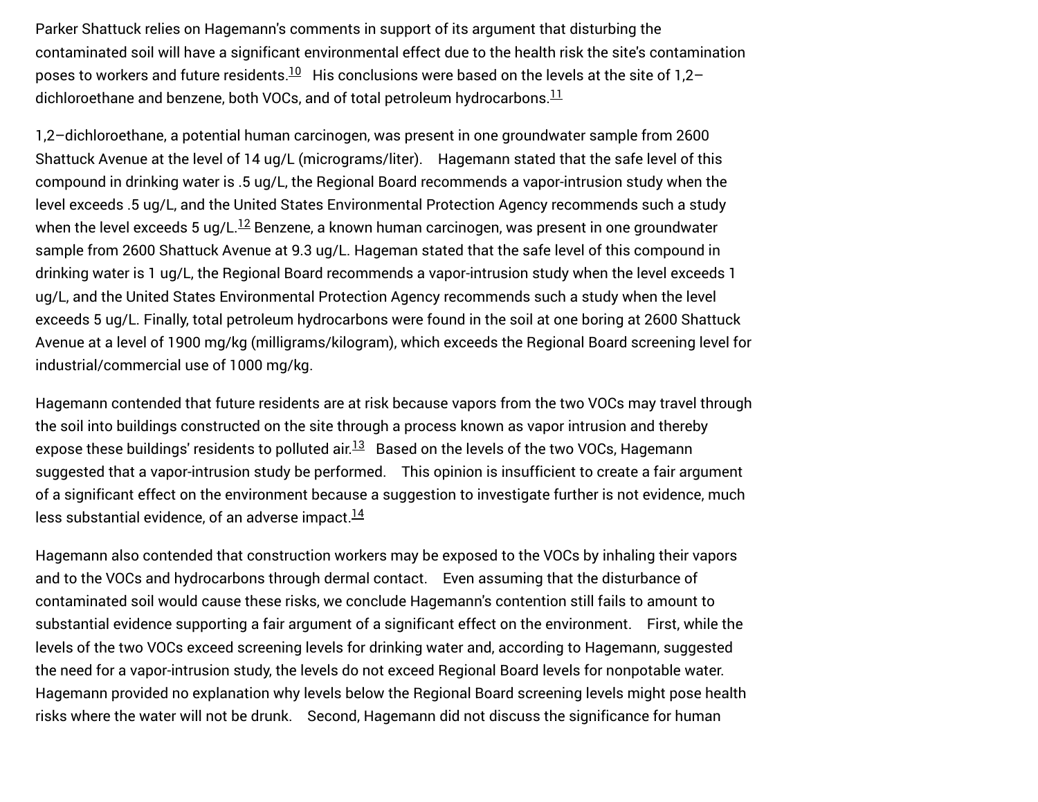Parker Shattuck relies on Hagemann's comments in support of its argument that disturbing the contaminated soil will have a significant environmental effect due to the health risk the site's contamination poses to workers and future residents.[10] His conclusions were based on the levels at the site of 1,2–dichloroethane and benzene, both VOCs, and of total petroleum hydrocarbons.[11]

1,2–dichloroethane, a potential human carcinogen, was present in one groundwater sample from 2600 Shattuck Avenue at the level of 14 ug/L (micrograms/liter). Hagemann stated that the safe level of this compound in drinking water is .5 ug/L, the Regional Board recommends a vapor-intrusion study when the level exceeds .5 ug/L, and the United States Environmental Protection Agency recommends such a study when the level exceeds 5 ug/L.[12] Benzene, a known human carcinogen, was present in one groundwater sample from 2600 Shattuck Avenue at 9.3 ug/L. Hageman stated that the safe level of this compound in drinking water is 1 ug/L, the Regional Board recommends a vapor-intrusion study when the level exceeds 1 ug/L, and the United States Environmental Protection Agency recommends such a study when the level exceeds 5 ug/L. Finally, total petroleum hydrocarbons were found in the soil at one boring at 2600 Shattuck Avenue at a level of 1900 mg/kg (milligrams/kilogram), which exceeds the Regional Board screening level for industrial/commercial use of 1000 mg/kg.

Hagemann contended that future residents are at risk because vapors from the two VOCs may travel through the soil into buildings constructed on the site through a process known as vapor intrusion and thereby expose these buildings' residents to polluted air.[13] Based on the levels of the two VOCs, Hagemann suggested that a vapor-intrusion study be performed. This opinion is insufficient to create a fair argument of a significant effect on the environment because a suggestion to investigate further is not evidence, much less substantial evidence, of an adverse impact.[14]

Hagemann also contended that construction workers may be exposed to the VOCs by inhaling their vapors and to the VOCs and hydrocarbons through dermal contact. Even assuming that the disturbance of contaminated soil would cause these risks, we conclude Hagemann's contention still fails to amount to substantial evidence supporting a fair argument of a significant effect on the environment. First, while the levels of the two VOCs exceed screening levels for drinking water and, according to Hagemann, suggested the need for a vapor-intrusion study, the levels do not exceed Regional Board levels for nonpotable water. Hagemann provided no explanation why levels below the Regional Board screening levels might pose health risks where the water will not be drunk. Second, Hagemann did not discuss the significance for human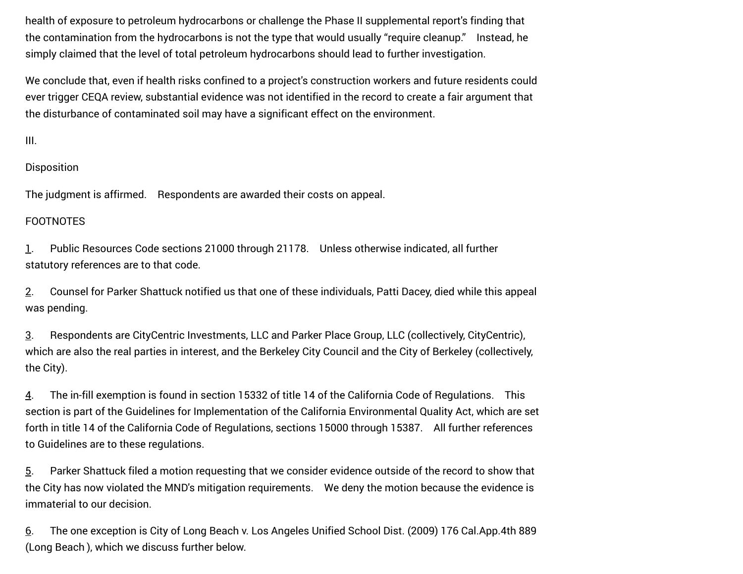health of exposure to petroleum hydrocarbons or challenge the Phase II supplemental report's finding that the contamination from the hydrocarbons is not the type that would usually "require cleanup." Instead, he simply claimed that the level of total petroleum hydrocarbons should lead to further investigation.

We conclude that, even if health risks confined to a project's construction workers and future residents could ever trigger CEQA review, substantial evidence was not identified in the record to create a fair argument that the disturbance of contaminated soil may have a significant effect on the environment.

III.

Disposition

The judgment is affirmed. Respondents are awarded their costs on appeal.

FOOTNOTES

1. Public Resources Code sections 21000 through 21178. Unless otherwise indicated, all further statutory references are to that code.

2. Counsel for Parker Shattuck notified us that one of these individuals, Patti Dacey, died while this appeal was pending.

3. Respondents are CityCentric Investments, LLC and Parker Place Group, LLC (collectively, CityCentric), which are also the real parties in interest, and the Berkeley City Council and the City of Berkeley (collectively, the City).

4. The in-fill exemption is found in section 15332 of title 14 of the California Code of Regulations. This section is part of the Guidelines for Implementation of the California Environmental Quality Act, which are set forth in title 14 of the California Code of Regulations, sections 15000 through 15387. All further references to Guidelines are to these regulations.

5. Parker Shattuck filed a motion requesting that we consider evidence outside of the record to show that the City has now violated the MND's mitigation requirements. We deny the motion because the evidence is immaterial to our decision.

6. The one exception is City of Long Beach v. Los Angeles Unified School Dist. (2009) 176 Cal.App.4th 889 (Long Beach ), which we discuss further below.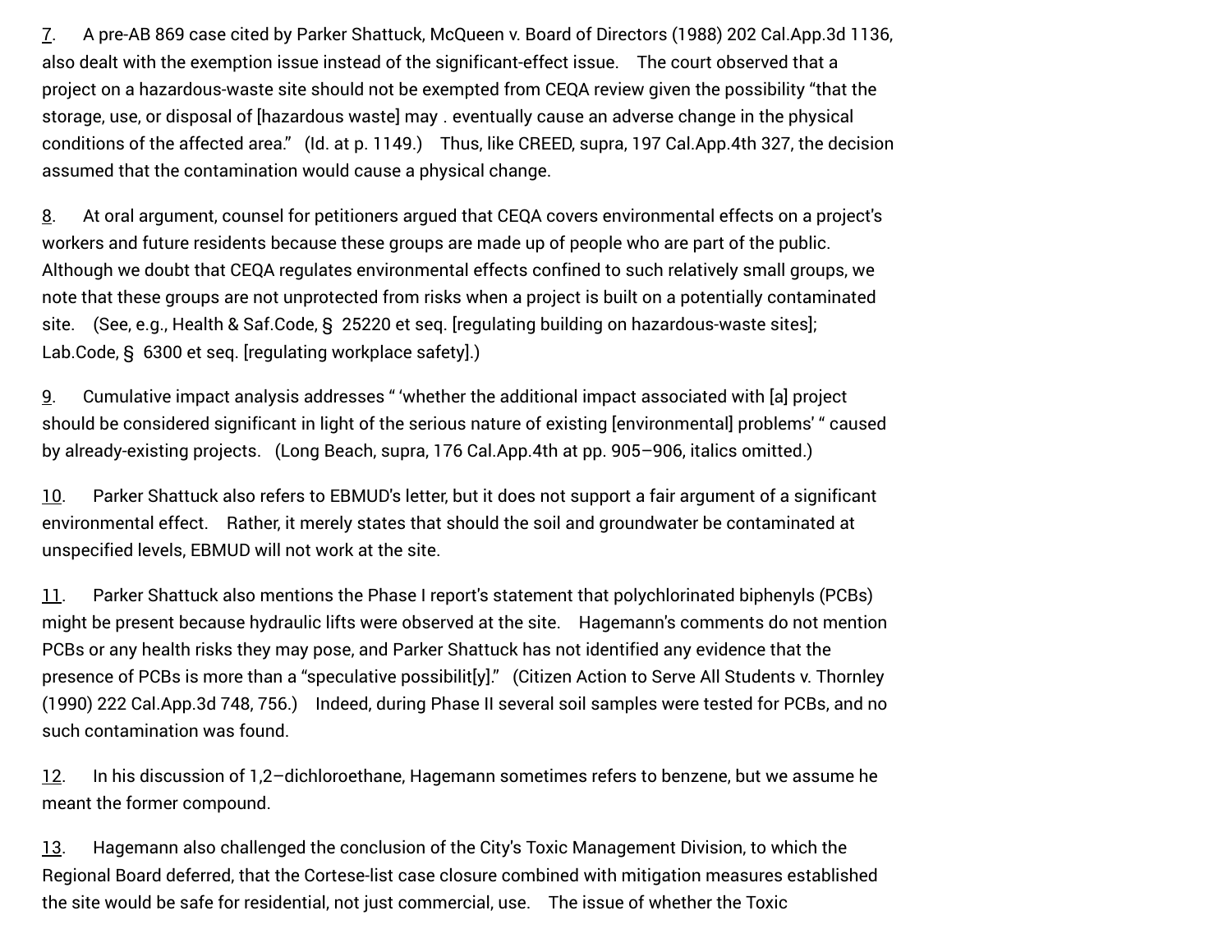7. A pre-AB 869 case cited by Parker Shattuck, McQueen v. Board of Directors (1988) 202 Cal.App.3d 1136, also dealt with the exemption issue instead of the significant-effect issue. The court observed that a project on a hazardous-waste site should not be exempted from CEQA review given the possibility "that the storage, use, or disposal of [hazardous waste] may . eventually cause an adverse change in the physical conditions of the affected area." (Id. at p. 1149.) Thus, like CREED, supra, 197 Cal.App.4th 327, the decision assumed that the contamination would cause a physical change.

8. At oral argument, counsel for petitioners argued that CEQA covers environmental effects on a project's workers and future residents because these groups are made up of people who are part of the public. Although we doubt that CEQA regulates environmental effects confined to such relatively small groups, we note that these groups are not unprotected from risks when a project is built on a potentially contaminated site. (See, e.g., Health & Saf.Code, § 25220 et seq. [regulating building on hazardous-waste sites]; Lab.Code, § 6300 et seq. [regulating workplace safety].)

9. Cumulative impact analysis addresses " 'whether the additional impact associated with [a] project should be considered significant in light of the serious nature of existing [environmental] problems' " caused by already-existing projects. (Long Beach, supra, 176 Cal.App.4th at pp. 905–906, italics omitted.)

10. Parker Shattuck also refers to EBMUD's letter, but it does not support a fair argument of a significant environmental effect. Rather, it merely states that should the soil and groundwater be contaminated at unspecified levels, EBMUD will not work at the site.

11. Parker Shattuck also mentions the Phase I report's statement that polychlorinated biphenyls (PCBs) might be present because hydraulic lifts were observed at the site. Hagemann's comments do not mention PCBs or any health risks they may pose, and Parker Shattuck has not identified any evidence that the presence of PCBs is more than a "speculative possibilit[y]." (Citizen Action to Serve All Students v. Thornley (1990) 222 Cal.App.3d 748, 756.) Indeed, during Phase II several soil samples were tested for PCBs, and no such contamination was found.

12. In his discussion of 1,2–dichloroethane, Hagemann sometimes refers to benzene, but we assume he meant the former compound.

13. Hagemann also challenged the conclusion of the City's Toxic Management Division, to which the Regional Board deferred, that the Cortese-list case closure combined with mitigation measures established the site would be safe for residential, not just commercial, use. The issue of whether the Toxic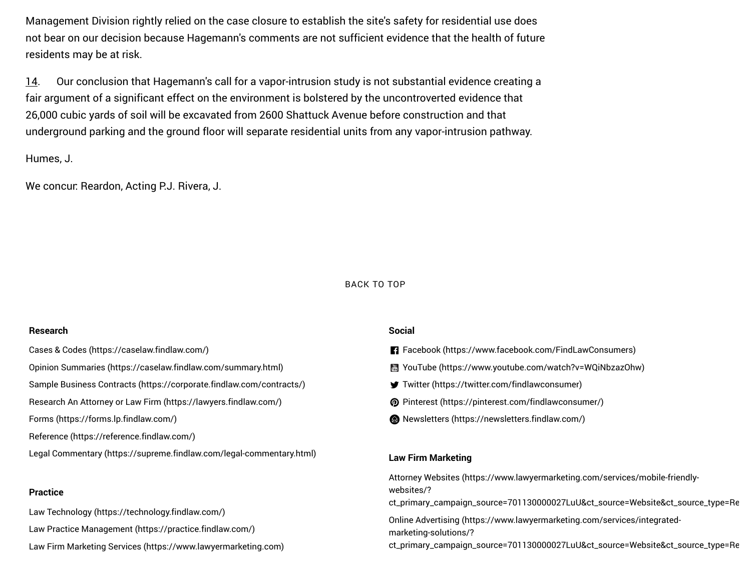Management Division rightly relied on the case closure to establish the site's safety for residential use does not bear on our decision because Hagemann's comments are not sufficient evidence that the health of future residents may be at risk.

14. Our conclusion that Hagemann's call for a vapor-intrusion study is not substantial evidence creating a fair argument of a significant effect on the environment is bolstered by the uncontroverted evidence that 26,000 cubic yards of soil will be excavated from 2600 Shattuck Avenue before construction and that underground parking and the ground floor will separate residential units from any vapor-intrusion pathway.

Humes, J.

We concur: Reardon, Acting P.J. Rivera, J.

BACK TO TOP

**Research**

Cases & Codes (https://caselaw.findlaw.com/)

Opinion Summaries (https://caselaw.findlaw.com/summary.html)

Sample Business Contracts (https://corporate.findlaw.com/contracts/)

Research An Attorney or Law Firm (https://lawyers.findlaw.com/)

Forms (https://forms.lp.findlaw.com/)

Reference (https://reference.findlaw.com/)

Legal Commentary (https://supreme.findlaw.com/legal-commentary.html)

**Practice**

Law Technology (https://technology.findlaw.com/)

Law Practice Management (https://practice.findlaw.com/)

Law Firm Marketing Services (https://www.lawyermarketing.com)

**Social**

Facebook (https://www.facebook.com/FindLawConsumers)

YouTube (https://www.youtube.com/watch?v=WQiNbzazOhw)

Twitter (https://twitter.com/findlawconsumer)

Pinterest (https://pinterest.com/findlawconsumer/)

Newsletters (https://newsletters.findlaw.com/)

**Law Firm Marketing**

Attorney Websites (https://www.lawyermarketing.com/services/mobile-friendly-websites/?ct_primary_campaign_source=701130000027LuU&ct_source=Website&ct_source_type=Re

Online Advertising (https://www.lawyermarketing.com/services/integrated-marketing-solutions/?ct_primary_campaign_source=701130000027LuU&ct_source=Website&ct_source_type=Re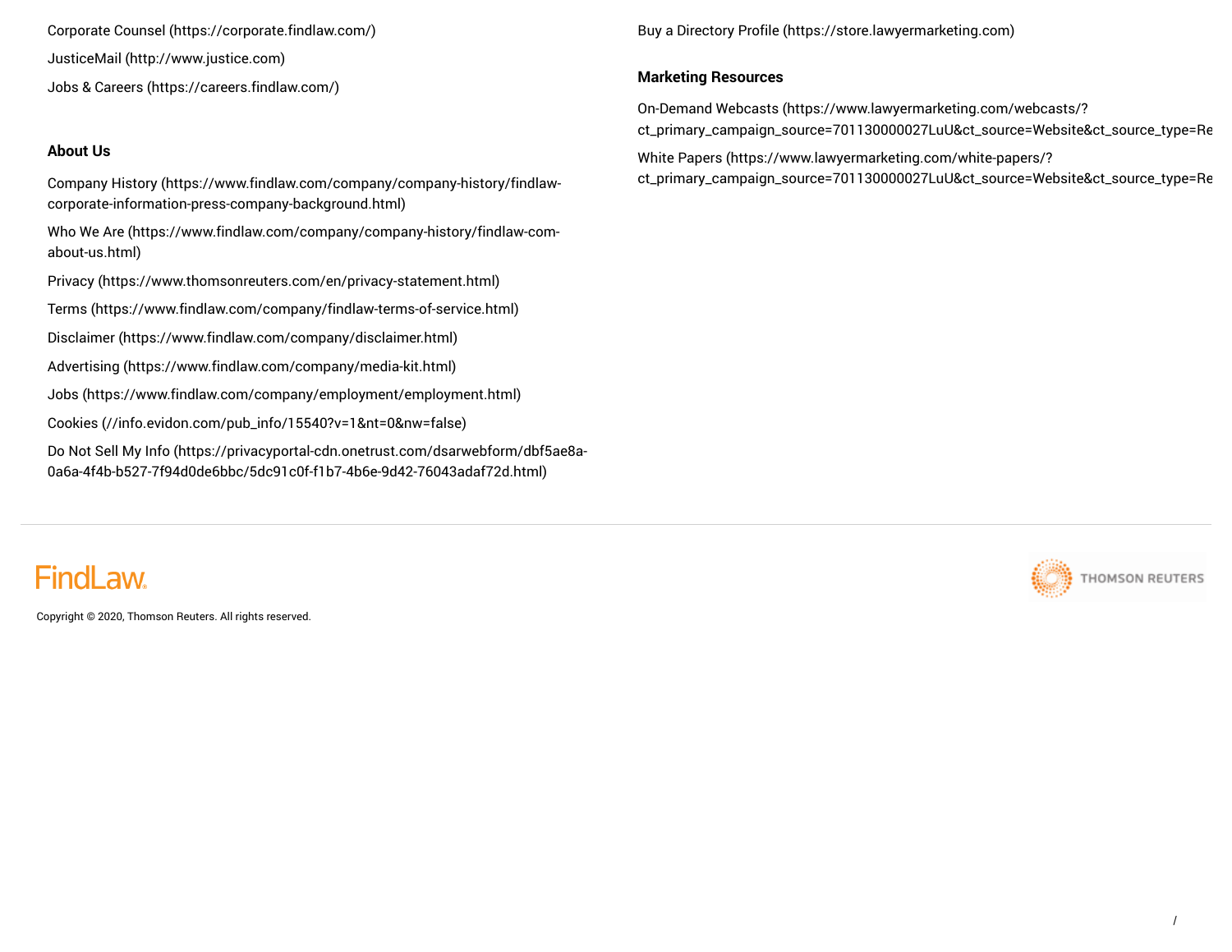Corporate Counsel (https://corporate.findlaw.com/)

JusticeMail (http://www.justice.com)

Jobs & Careers (https://careers.findlaw.com/)

### About Us

Company History (https://www.findlaw.com/company/company-history/findlaw-corporate-information-press-company-background.html)

Who We Are (https://www.findlaw.com/company/company-history/findlaw-com-about-us.html)

Privacy (https://www.thomsonreuters.com/en/privacy-statement.html)

Terms (https://www.findlaw.com/company/findlaw-terms-of-service.html)

Disclaimer (https://www.findlaw.com/company/disclaimer.html)

Advertising (https://www.findlaw.com/company/media-kit.html)

Jobs (https://www.findlaw.com/company/employment/employment.html)

Cookies (//info.evidon.com/pub_info/15540?v=1&nt=0&nw=false)

Do Not Sell My Info (https://privacyportal-cdn.onetrust.com/dsarwebform/dbf5ae8a-0a6a-4f4b-b527-7f94d0de6bbc/5dc91c0f-f1b7-4b6e-9d42-76043adaf72d.html)

Buy a Directory Profile (https://store.lawyermarketing.com)

### Marketing Resources

On-Demand Webcasts (https://www.lawyermarketing.com/webcasts/?ct_primary_campaign_source=701130000027LuU&ct_source=Website&ct_source_type=Re

White Papers (https://www.lawyermarketing.com/white-papers/?ct_primary_campaign_source=701130000027LuU&ct_source=Website&ct_source_type=Re

FindLaw.

THOMSON REUTERS

Copyright © 2020, Thomson Reuters. All rights reserved.